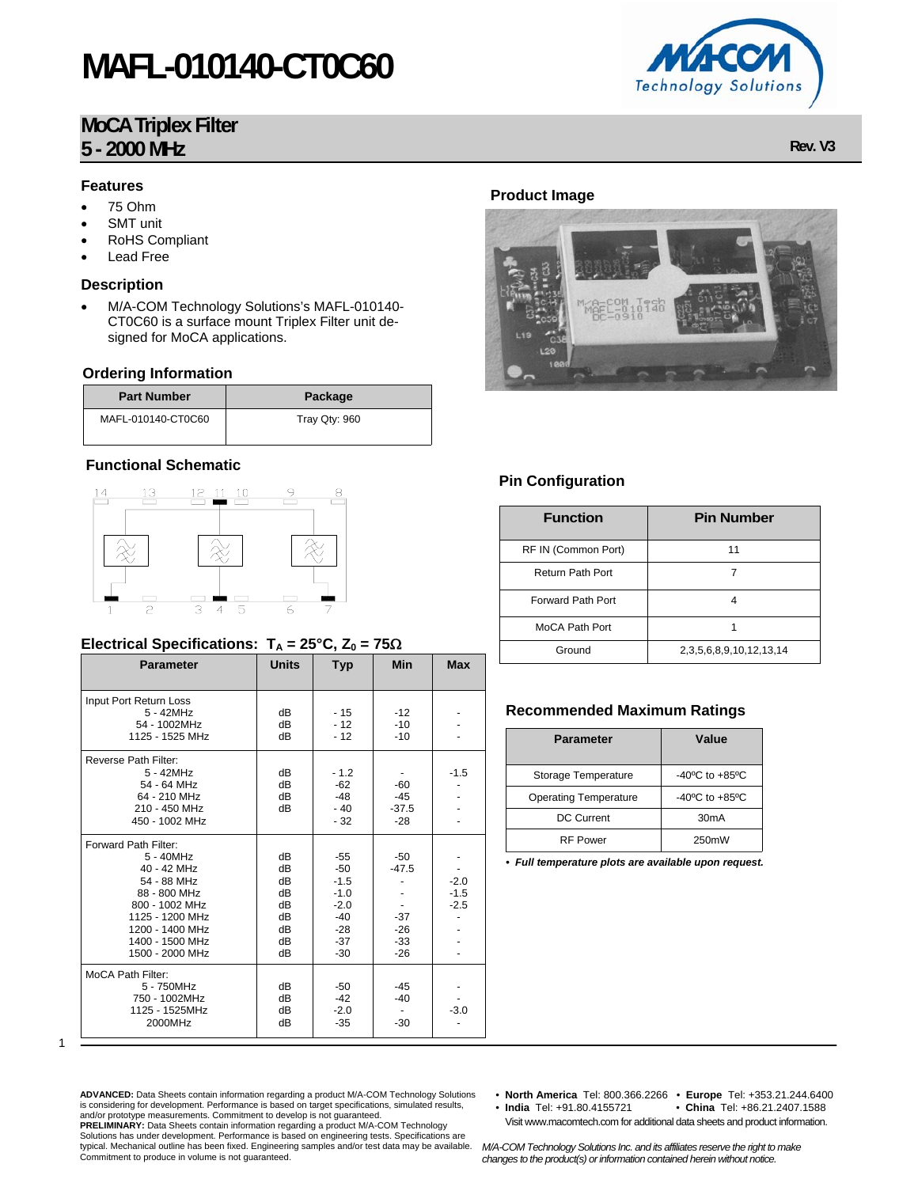# MAFL-010140-CT0C60

## MoCA Triplex Filter
## 5 - 2000 MHz

Rev. V3

### Features

- 75 Ohm
- SMT unit
- RoHS Compliant
- Lead Free

### Description

- M/A-COM Technology Solutions's MAFL-010140-CT0C60 is a surface mount Triplex Filter unit designed for MoCA applications.

### Ordering Information

| Part Number | Package |
|---|---|
| MAFL-010140-CT0C60 | Tray Qty: 960 |

### Functional Schematic

### Product Image

### Pin Configuration

| Function | Pin Number |
|---|---|
| RF IN (Common Port) | 11 |
| Return Path Port | 7 |
| Forward Path Port | 4 |
| MoCA Path Port | 1 |
| Ground | 2,3,5,6,8,9,10,12,13,14 |

### Electrical Specifications: $T_A = 25°C$, $Z_0 = 75\Omega$

| Parameter | Units | Typ | Min | Max |
|---|---|---|---|---|
| Input Port Return Loss | | | | |
| 5 - 42MHz | dB | - 15 | -12 | - |
| 54 - 1002MHz | dB | - 12 | -10 | - |
| 1125 - 1525 MHz | dB | - 12 | -10 | - |
| Reverse Path Filter: | | | | |
| 5 - 42MHz | dB | - 1.2 | - | -1.5 |
| 54 - 64 MHz | dB | -62 | -60 | - |
| 64 - 210 MHz | dB | -48 | -45 | - |
| 210 - 450 MHz | dB | - 40 | -37.5 | - |
| 450 - 1002 MHz | | - 32 | -28 | - |
| Forward Path Filter: | | | | |
| 5 - 40MHz | dB | -55 | -50 | - |
| 40 - 42 MHz | dB | -50 | -47.5 | - |
| 54 - 88 MHz | dB | -1.5 | - | -2.0 |
| 88 - 800 MHz | dB | -1.0 | - | -1.5 |
| 800 - 1002 MHz | dB | -2.0 | - | -2.5 |
| 1125 - 1200 MHz | dB | -40 | -37 | - |
| 1200 - 1400 MHz | dB | -28 | -26 | - |
| 1400 - 1500 MHz | dB | -37 | -33 | - |
| 1500 - 2000 MHz | dB | -30 | -26 | - |
| MoCA Path Filter: | | | | |
| 5 - 750MHz | dB | -50 | -45 | - |
| 750 - 1002MHz | dB | -42 | -40 | - |
| 1125 - 1525MHz | dB | -2.0 | - | -3.0 |
| 2000MHz | dB | -35 | -30 | - |

### Recommended Maximum Ratings

| Parameter | Value |
|---|---|
| Storage Temperature | -40ºC to +85ºC |
| Operating Temperature | -40ºC to +85ºC |
| DC Current | 30mA |
| RF Power | 250mW |

- ***Full temperature plots are available upon request.***

**ADVANCED:** Data Sheets contain information regarding a product M/A-COM Technology Solutions is considering for development. Performance is based on target specifications, simulated results, and/or prototype measurements. Commitment to develop is not guaranteed.
**PRELIMINARY:** Data Sheets contain information regarding a product M/A-COM Technology Solutions has under development. Performance is based on engineering tests. Specifications are typical. Mechanical outline has been fixed. Engineering samples and/or test data may be available. Commitment to produce in volume is not guaranteed.

- **North America** Tel: 800.366.2266 • **Europe** Tel: +353.21.244.6400
- **India** Tel: +91.80.4155721 • **China** Tel: +86.21.2407.1588

Visit www.macomtech.com for additional data sheets and product information.

*M/A-COM Technology Solutions Inc. and its affiliates reserve the right to make changes to the product(s) or information contained herein without notice.*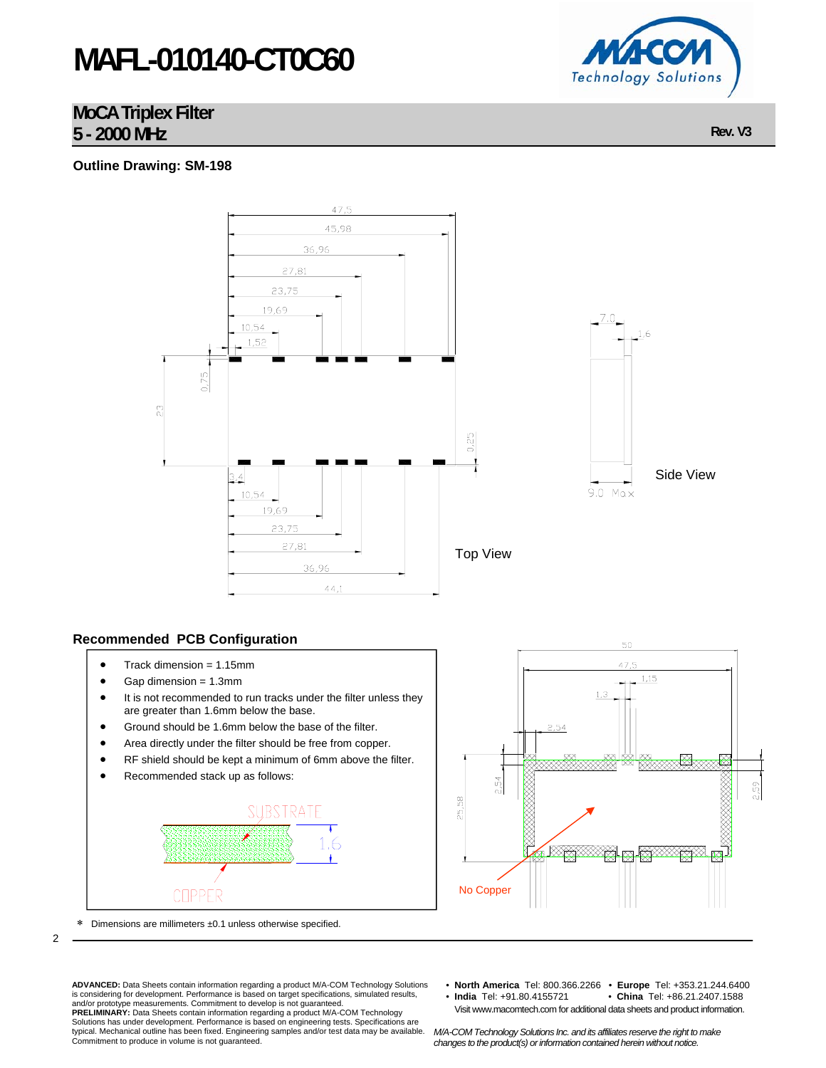# MAFL-010140-CT0C60

## MoCA Triplex Filter
## 5 - 2000 MHz

Rev. V3

### Outline Drawing: SM-198

47,5
45,98
36,96
27,81
23,75
19,69
10,54
1,52
0,75
23
0,25
3,4
10,54
19,69
23,75
27,81
36,96
44,1

Top View

7,0
1,6
9,0 Max

Side View

### Recommended PCB Configuration

- Track dimension = 1.15mm
- Gap dimension = 1.3mm
- It is not recommended to run tracks under the filter unless they are greater than 1.6mm below the base.
- Ground should be 1.6mm below the base of the filter.
- Area directly under the filter should be free from copper.
- RF shield should be kept a minimum of 6mm above the filter.
- Recommended stack up as follows:

SUBSTRATE
1,6
COPPER

50
47,5
1,15
1,3
2,54
2,54
25,58
2,59
No Copper

\* Dimensions are millimeters ±0.1 unless otherwise specified.

**ADVANCED:** Data Sheets contain information regarding a product M/A-COM Technology Solutions is considering for development. Performance is based on target specifications, simulated results, and/or prototype measurements. Commitment to develop is not guaranteed.
**PRELIMINARY:** Data Sheets contain information regarding a product M/A-COM Technology Solutions has under development. Performance is based on engineering tests. Specifications are typical. Mechanical outline has been fixed. Engineering samples and/or test data may be available. Commitment to produce in volume is not guaranteed.

- **North America** Tel: 800.366.2266 • **Europe** Tel: +353.21.244.6400
- **India** Tel: +91.80.4155721 • **China** Tel: +86.21.2407.1588

Visit www.macomtech.com for additional data sheets and product information.

*M/A-COM Technology Solutions Inc. and its affiliates reserve the right to make changes to the product(s) or information contained herein without notice.*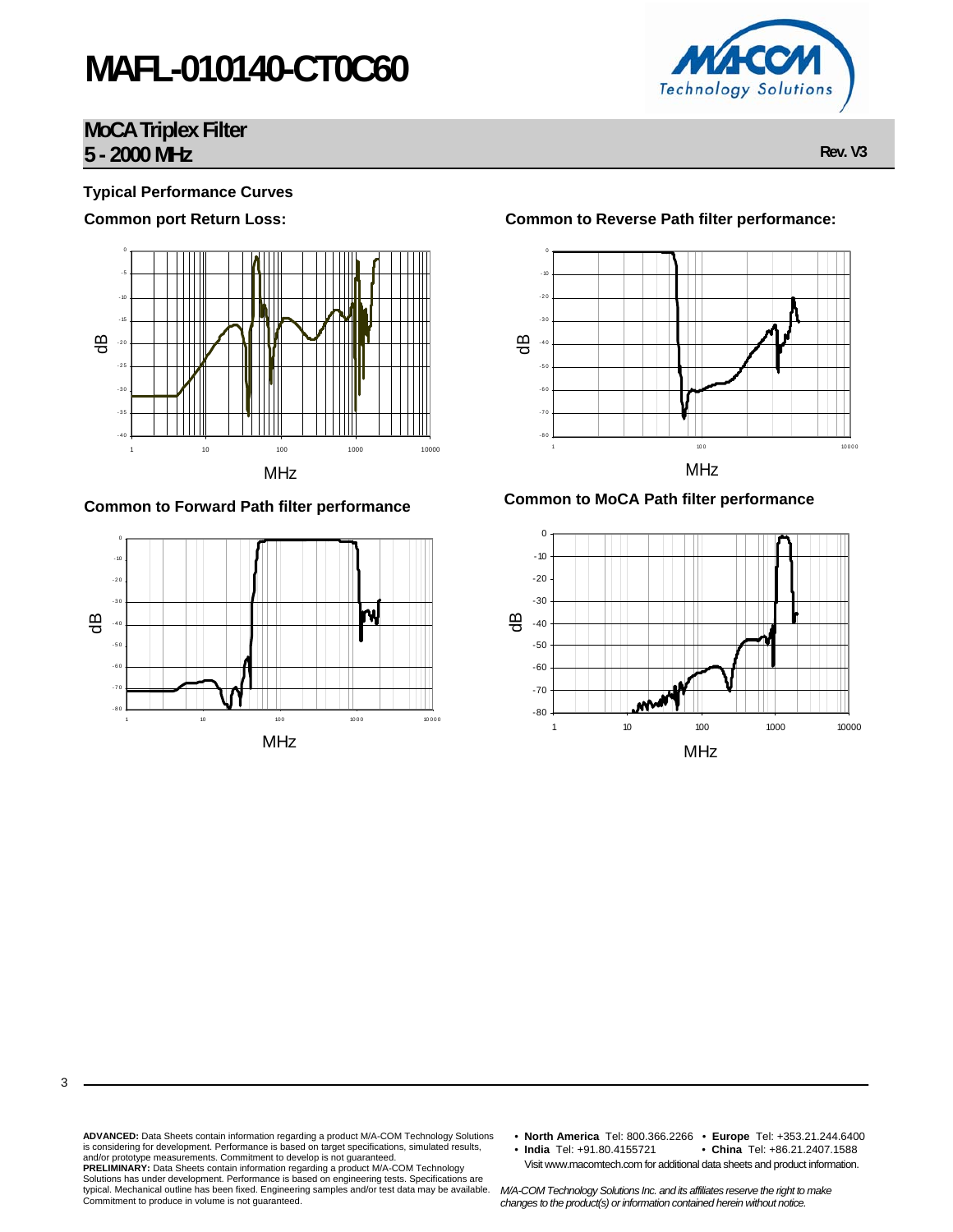# MAFL-010140-CT0C60

## MoCA Triplex Filter
## 5 - 2000 MHz

Rev. V3

### Typical Performance Curves

**Common port Return Loss:**

0
-5
-10
-15
-20
-25
-30
-35
-40
dB
1
10
100
1000
10000
MHz

**Common to Reverse Path filter performance:**

0
-10
-20
-30
-40
-50
-60
-70
-80
dB
1
100
10000
MHz

**Common to Forward Path filter performance**

0
-10
-20
-30
-40
-50
-60
-70
-80
dB
1
10
100
1000
10000
MHz

**Common to MoCA Path filter performance**

0
-10
-20
-30
-40
-50
-60
-70
-80
dB
1
10
100
1000
10000
MHz

**ADVANCED:** Data Sheets contain information regarding a product M/A-COM Technology Solutions is considering for development. Performance is based on target specifications, simulated results, and/or prototype measurements. Commitment to develop is not guaranteed.
**PRELIMINARY:** Data Sheets contain information regarding a product M/A-COM Technology Solutions has under development. Performance is based on engineering tests. Specifications are typical. Mechanical outline has been fixed. Engineering samples and/or test data may be available. Commitment to produce in volume is not guaranteed.

- **North America** Tel: 800.366.2266 • **Europe** Tel: +353.21.244.6400
- **India** Tel: +91.80.4155721 • **China** Tel: +86.21.2407.1588

Visit www.macomtech.com for additional data sheets and product information.

*M/A-COM Technology Solutions Inc. and its affiliates reserve the right to make changes to the product(s) or information contained herein without notice.*